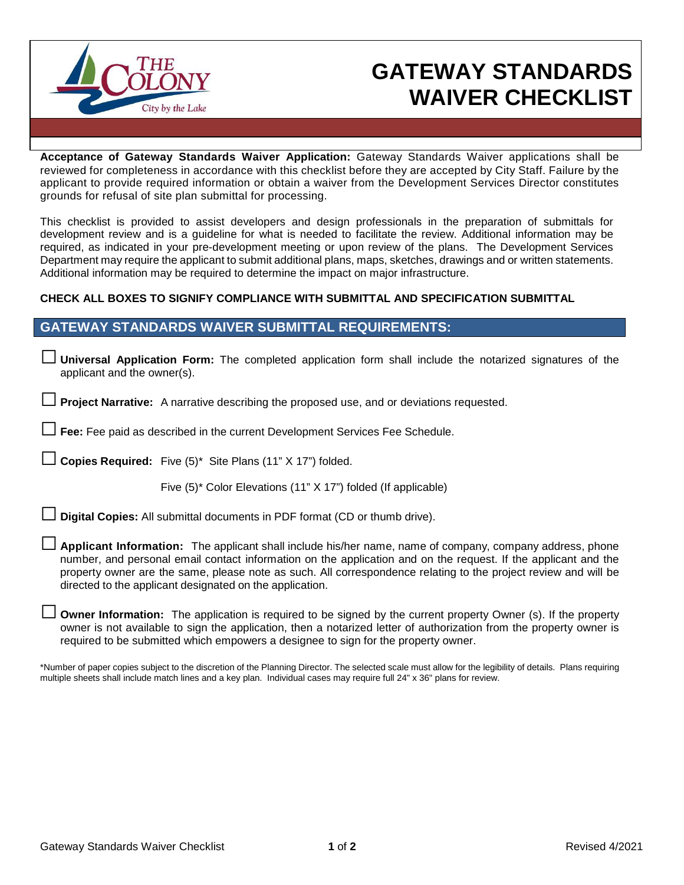# GATEWAY STANDARDS WAIVER CHECKLIST

**Acceptance of Gateway Standards Waiver Application:** Gateway Standards Waiver applications shall be reviewed for completeness in accordance with this checklist before they are accepted by City Staff. Failure by the applicant to provide required information or obtain a waiver from the Development Services Director constitutes grounds for refusal of site plan submittal for processing.

This checklist is provided to assist developers and design professionals in the preparation of submittals for development review and is a guideline for what is needed to facilitate the review. Additional information may be required, as indicated in your pre-development meeting or upon review of the plans. The Development Services Department may require the applicant to submit additional plans, maps, sketches, drawings and or written statements. Additional information may be required to determine the impact on major infrastructure.

**CHECK ALL BOXES TO SIGNIFY COMPLIANCE WITH SUBMITTAL AND SPECIFICATION SUBMITTAL**

## GATEWAY STANDARDS WAIVER SUBMITTAL REQUIREMENTS:

☐ **Universal Application Form:** The completed application form shall include the notarized signatures of the applicant and the owner(s).

☐ **Project Narrative:** A narrative describing the proposed use, and or deviations requested.

☐ **Fee:** Fee paid as described in the current Development Services Fee Schedule.

☐ **Copies Required:** Five (5)* Site Plans (11" X 17") folded.

Five (5)* Color Elevations (11" X 17") folded (If applicable)

☐ **Digital Copies:** All submittal documents in PDF format (CD or thumb drive).

☐ **Applicant Information:** The applicant shall include his/her name, name of company, company address, phone number, and personal email contact information on the application and on the request. If the applicant and the property owner are the same, please note as such. All correspondence relating to the project review and will be directed to the applicant designated on the application.

☐ **Owner Information:** The application is required to be signed by the current property Owner (s). If the property owner is not available to sign the application, then a notarized letter of authorization from the property owner is required to be submitted which empowers a designee to sign for the property owner.

*Number of paper copies subject to the discretion of the Planning Director. The selected scale must allow for the legibility of details. Plans requiring multiple sheets shall include match lines and a key plan. Individual cases may require full 24" x 36" plans for review.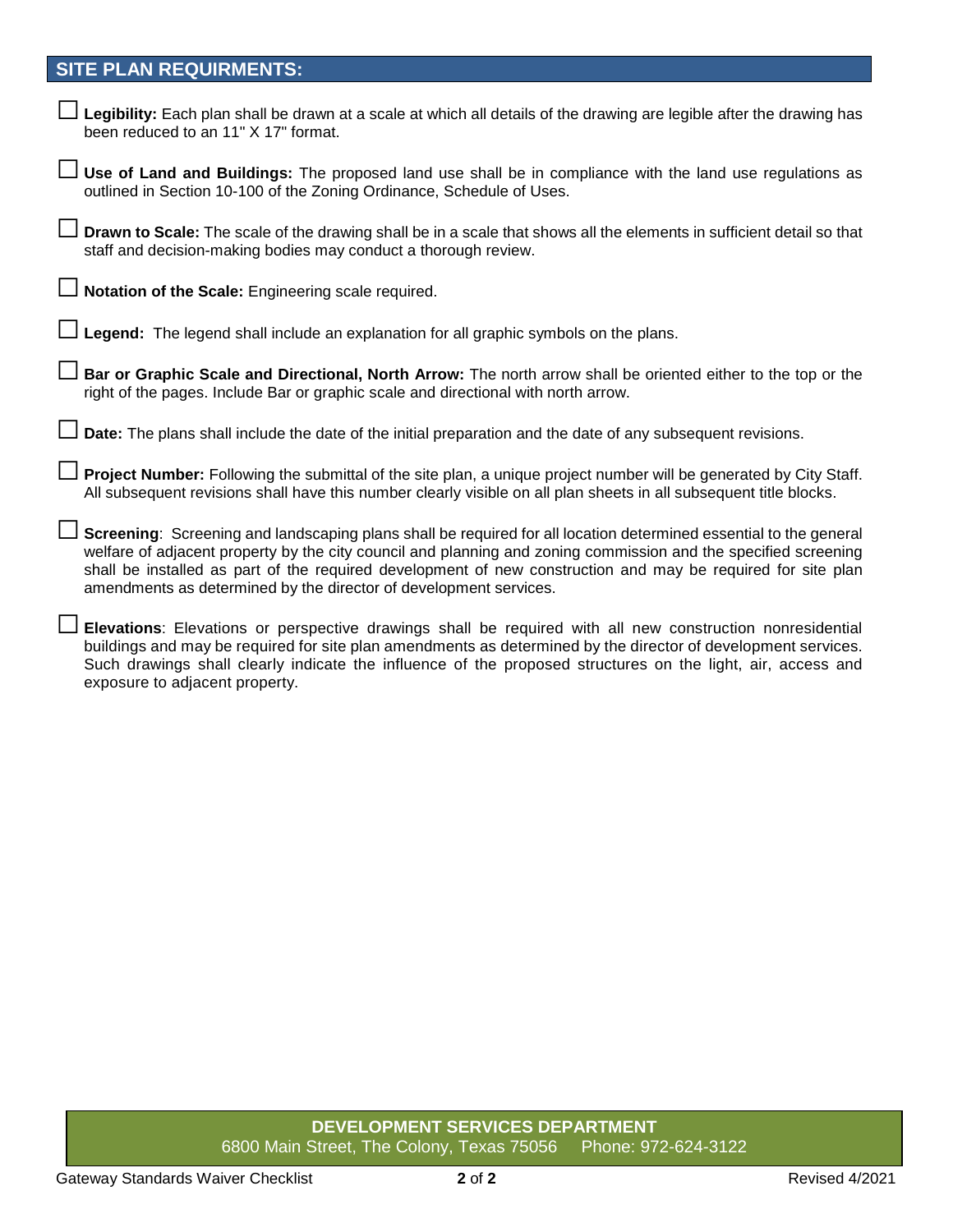## SITE PLAN REQUIRMENTS:

- ☐ **Legibility:** Each plan shall be drawn at a scale at which all details of the drawing are legible after the drawing has been reduced to an 11" X 17" format.

- ☐ **Use of Land and Buildings:** The proposed land use shall be in compliance with the land use regulations as outlined in Section 10-100 of the Zoning Ordinance, Schedule of Uses.

- ☐ **Drawn to Scale:** The scale of the drawing shall be in a scale that shows all the elements in sufficient detail so that staff and decision-making bodies may conduct a thorough review.

- ☐ **Notation of the Scale:** Engineering scale required.

- ☐ **Legend:** The legend shall include an explanation for all graphic symbols on the plans.

- ☐ **Bar or Graphic Scale and Directional, North Arrow:** The north arrow shall be oriented either to the top or the right of the pages. Include Bar or graphic scale and directional with north arrow.

- ☐ **Date:** The plans shall include the date of the initial preparation and the date of any subsequent revisions.

- ☐ **Project Number:** Following the submittal of the site plan, a unique project number will be generated by City Staff. All subsequent revisions shall have this number clearly visible on all plan sheets in all subsequent title blocks.

- ☐ **Screening**: Screening and landscaping plans shall be required for all location determined essential to the general welfare of adjacent property by the city council and planning and zoning commission and the specified screening shall be installed as part of the required development of new construction and may be required for site plan amendments as determined by the director of development services.

- ☐ **Elevations**: Elevations or perspective drawings shall be required with all new construction nonresidential buildings and may be required for site plan amendments as determined by the director of development services. Such drawings shall clearly indicate the influence of the proposed structures on the light, air, access and exposure to adjacent property.

**DEVELOPMENT SERVICES DEPARTMENT**
6800 Main Street, The Colony, Texas 75056 Phone: 972-624-3122